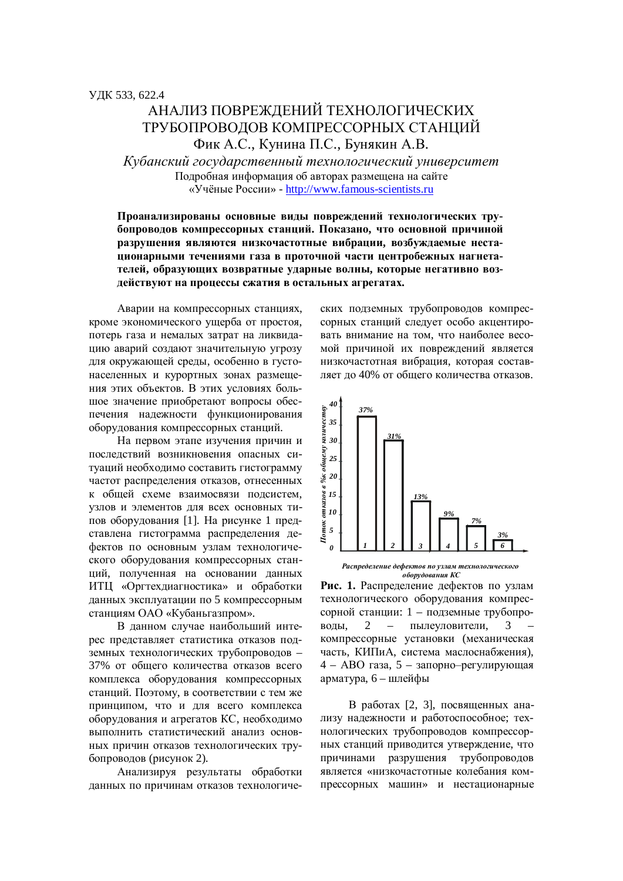УДК 533, 622.4

# АНАЛИЗ ПОВРЕЖДЕНИЙ ТЕХНОЛОГИЧЕСКИХ ТРУБОПРОВОДОВ КОМПРЕССОРНЫХ СТАНЦИЙ

Фик А.С., Кунина П.С., Бунякин А.В.

*Кубанский государственный технологический университет*

Подробная информация об авторах размещена на сайте «Учёные России» - http://www.famous-scientists.ru

**Проанализированы основные виды повреждений технологических трубопроводов компрессорных станций. Показано, что основной причиной разрушения являются низкочастотные вибрации, возбуждаемые нестационарными течениями газа в проточной части центробежных нагнетателей, образующих возвратные ударные волны, которые негативно воздействуют на процессы сжатия в остальных агрегатах.**

Аварии на компрессорных станциях, кроме экономического ущерба от простоя, потерь газа и немалых затрат на ликвидацию аварий создают значительную угрозу для окружающей среды, особенно в густонаселенных и курортных зонах размещения этих объектов. В этих условиях большое значение приобретают вопросы обеспечения надежности функционирования оборудования компрессорных станций.

На первом этапе изучения причин и последствий возникновения опасных ситуаций необходимо составить гистограмму частот распределения отказов, отнесенных к общей схеме взаимосвязи подсистем, узлов и элементов для всех основных типов оборудования [1]. На рисунке 1 представлена гистограмма распределения дефектов по основным узлам технологического оборудования компрессорных станций, полученная на основании данных ИТЦ «Оргтехдиагностика» и обработки данных эксплуатации по 5 компрессорным станциям ОАО «Кубаньгазпром».

В данном случае наибольший интерес представляет статистика отказов подземных технологических трубопроводов – 37% от общего количества отказов всего комплекса оборудования компрессорных станций. Поэтому, в соответствии с тем же принципом, что и для всего комплекса оборудования и агрегатов КС, необходимо выполнить статистический анализ основных причин отказов технологических трубопроводов (рисунок 2).

Анализируя результаты обработки данных по причинам отказов технологических подземных трубопроводов компрессорных станций следует особо акцентировать внимание на том, что наиболее весомой причиной их повреждений является низкочастотная вибрация, которая составляет до 40% от общего количества отказов.

*Распределение дефектов по узлам технологического оборудования КС*

**Рис. 1.** Распределение дефектов по узлам технологического оборудования компрессорной станции: 1 – подземные трубопроводы, 2 – пылеуловители, 3 – компрессорные установки (механическая часть, КИПиА, система маслоснабжения), 4 – АВО газа, 5 – запорно–регулирующая арматура, 6 – шлейфы

В работах [2, 3], посвященных анализу надежности и работоспособное; технологических трубопроводов компрессорных станций приводится утверждение, что причинами разрушения трубопроводов является «низкочастотные колебания компрессорных машин» и нестационарные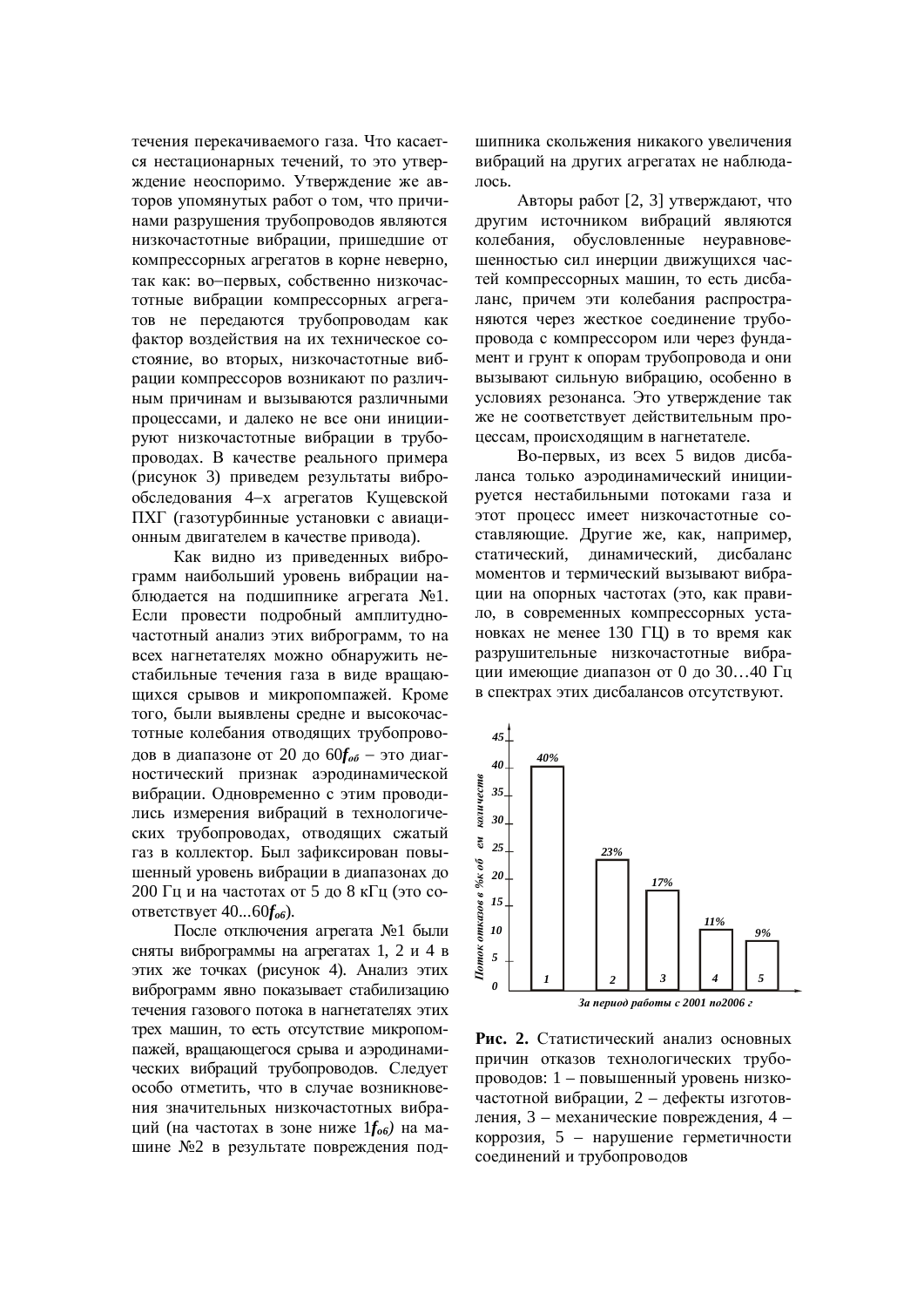течения перекачиваемого газа. Что касается нестационарных течений, то это утверждение неоспоримо. Утверждение же авторов упомянутых работ о том, что причинами разрушения трубопроводов являются низкочастотные вибрации, пришедшие от компрессорных агрегатов в корне неверно, так как: во–первых, собственно низкочастотные вибрации компрессорных агрегатов не передаются трубопроводам как фактор воздействия на их техническое состояние, во вторых, низкочастотные вибрации компрессоров возникают по различным причинам и вызываются различными процессами, и далеко не все они инициируют низкочастотные вибрации в трубопроводах. В качестве реального примера (рисунок 3) приведем результаты виброобследования 4–х агрегатов Кущевской ПХГ (газотурбинные установки с авиационным двигателем в качестве привода).

Как видно из приведенных виброграмм наибольший уровень вибрации наблюдается на подшипнике агрегата №1. Если провести подробный амплитудночастотный анализ этих виброграмм, то на всех нагнетателях можно обнаружить нестабильные течения газа в виде вращающихся срывов и микропомпажей. Кроме того, были выявлены средне и высокочастотные колебания отводящих трубопроводов в диапазоне от 20 до 60$f_{об}$ – это диагностический признак аэродинамической вибрации. Одновременно с этим проводились измерения вибраций в технологических трубопроводах, отводящих сжатый газ в коллектор. Был зафиксирован повышенный уровень вибрации в диапазонах до 200 Гц и на частотах от 5 до 8 кГц (это соответствует 40...60$f_{об}$).

После отключения агрегата №1 были сняты виброграммы на агрегатах 1, 2 и 4 в этих же точках (рисунок 4). Анализ этих виброграмм явно показывает стабилизацию течения газового потока в нагнетателях этих трех машин, то есть отсутствие микропомпажей, вращающегося срыва и аэродинамических вибраций трубопроводов. Следует особо отметить, что в случае возникновения значительных низкочастотных вибраций (на частотах в зоне ниже 1$f_{об}$) на машине №2 в результате повреждения подшипника скольжения никакого увеличения вибраций на других агрегатах не наблюдалось.

Авторы работ [2, 3] утверждают, что другим источником вибраций являются колебания, обусловленные неуравновешенностью сил инерции движущихся частей компрессорных машин, то есть дисбаланс, причем эти колебания распространяются через жесткое соединение трубопровода с компрессором или через фундамент и грунт к опорам трубопровода и они вызывают сильную вибрацию, особенно в условиях резонанса. Это утверждение так же не соответствует действительным процессам, происходящим в нагнетателе.

Во-первых, из всех 5 видов дисбаланса только аэродинамический инициируется нестабильными потоками газа и этот процесс имеет низкочастотные составляющие. Другие же, как, например, статический, динамический, дисбаланс моментов и термический вызывают вибрации на опорных частотах (это, как правило, в современных компрессорных установках не менее 130 ГЦ) в то время как разрушительные низкочастотные вибрации имеющие диапазон от 0 до 30…40 Гц в спектрах этих дисбалансов отсутствуют.

| Причина | Поток отказов в % к общем количеству |
|---|---|
| 1 | 40% |
| 2 | 23% |
| 3 | 17% |
| 4 | 11% |
| 5 | 9% |

*За период работы с 2001 по2006 г*

**Рис. 2.** Статистический анализ основных причин отказов технологических трубопроводов: 1 – повышенный уровень низкочастотной вибрации, 2 – дефекты изготовления, 3 – механические повреждения, 4 – коррозия, 5 – нарушение герметичности соединений и трубопроводов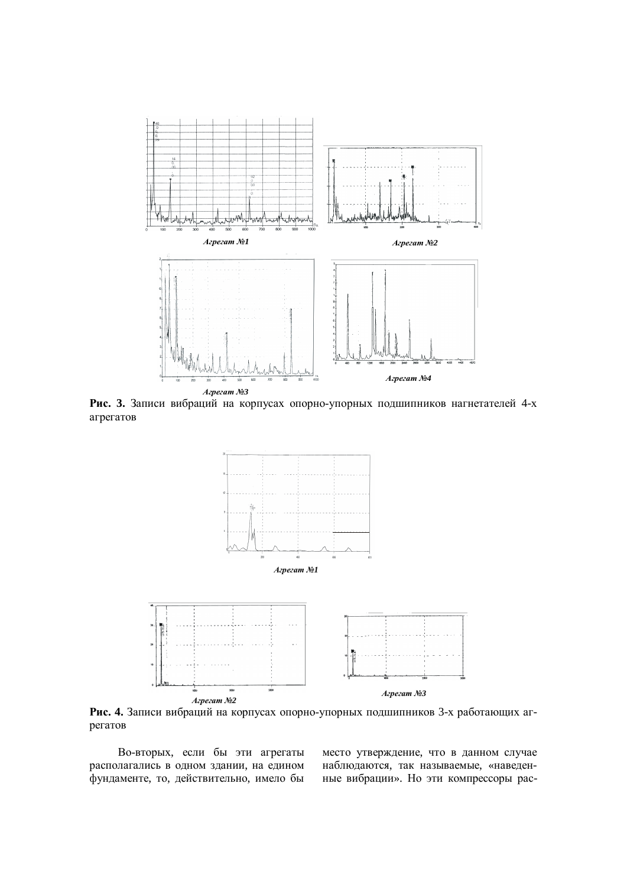*Агрегат №1*

*Агрегат №2*

*Агрегат №3*

*Агрегат №4*

**Рис. 3.** Записи вибраций на корпусах опорно-упорных подшипников нагнетателей 4-х агрегатов

*Агрегат №1*

*Агрегат №2*

*Агрегат №3*

**Рис. 4.** Записи вибраций на корпусах опорно-упорных подшипников 3-х работающих агрегатов

Во-вторых, если бы эти агрегаты располагались в одном здании, на едином фундаменте, то, действительно, имело бы место утверждение, что в данном случае наблюдаются, так называемые, «наведенные вибрации». Но эти компрессоры рас-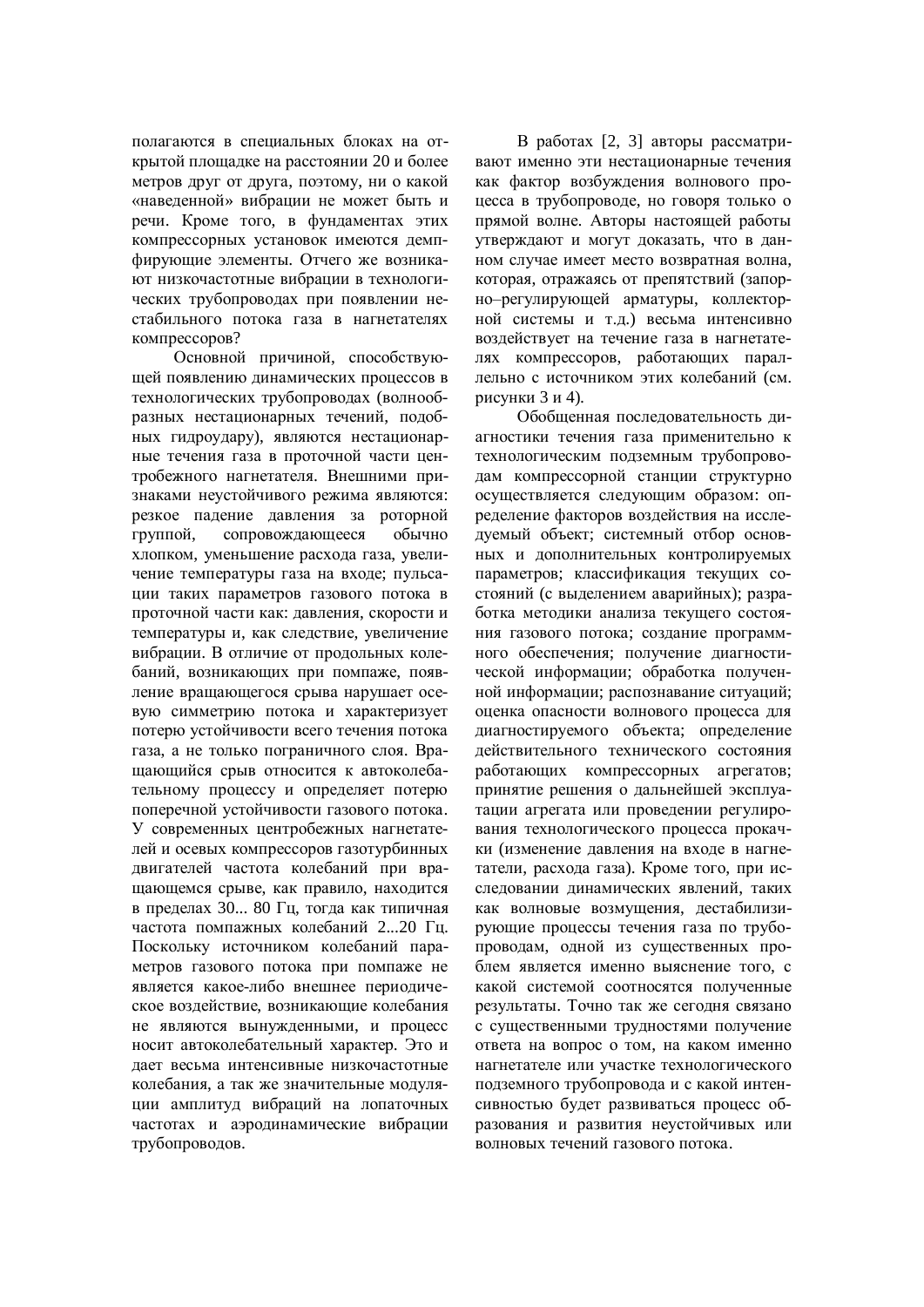полагаются в специальных блоках на открытой площадке на расстоянии 20 и более метров друг от друга, поэтому, ни о какой «наведенной» вибрации не может быть и речи. Кроме того, в фундаментах этих компрессорных установок имеются демпфирующие элементы. Отчего же возникают низкочастотные вибрации в технологических трубопроводах при появлении нестабильного потока газа в нагнетателях компрессоров?

Основной причиной, способствующей появлению динамических процессов в технологических трубопроводах (волнообразных нестационарных течений, подобных гидроудару), являются нестационарные течения газа в проточной части центробежного нагнетателя. Внешними признаками неустойчивого режима являются: резкое падение давления за роторной группой, сопровождающееся обычно хлопком, уменьшение расхода газа, увеличение температуры газа на входе; пульсации таких параметров газового потока в проточной части как: давления, скорости и температуры и, как следствие, увеличение вибрации. В отличие от продольных колебаний, возникающих при помпаже, появление вращающегося срыва нарушает осевую симметрию потока и характеризует потерю устойчивости всего течения потока газа, а не только пограничного слоя. Вращающийся срыв относится к автоколебательному процессу и определяет потерю поперечной устойчивости газового потока. У современных центробежных нагнетателей и осевых компрессоров газотурбинных двигателей частота колебаний при вращающемся срыве, как правило, находится в пределах 30... 80 Гц, тогда как типичная частота помпажных колебаний 2...20 Гц. Поскольку источником колебаний параметров газового потока при помпаже не является какое-либо внешнее периодическое воздействие, возникающие колебания не являются вынужденными, и процесс носит автоколебательный характер. Это и дает весьма интенсивные низкочастотные колебания, а так же значительные модуляции амплитуд вибраций на лопаточных частотах и аэродинамические вибрации трубопроводов.

В работах [2, 3] авторы рассматривают именно эти нестационарные течения как фактор возбуждения волнового процесса в трубопроводе, но говоря только о прямой волне. Авторы настоящей работы утверждают и могут доказать, что в данном случае имеет место возвратная волна, которая, отражаясь от препятствий (запорно–регулирующей арматуры, коллекторной системы и т.д.) весьма интенсивно воздействует на течение газа в нагнетателях компрессоров, работающих параллельно с источником этих колебаний (см. рисунки 3 и 4).

Обобщенная последовательность диагностики течения газа применительно к технологическим подземным трубопроводам компрессорной станции структурно осуществляется следующим образом: определение факторов воздействия на исследуемый объект; системный отбор основных и дополнительных контролируемых параметров; классификация текущих состояний (с выделением аварийных); разработка методики анализа текущего состояния газового потока; создание программного обеспечения; получение диагностической информации; обработка полученной информации; распознавание ситуаций; оценка опасности волнового процесса для диагностируемого объекта; определение действительного технического состояния работающих компрессорных агрегатов; принятие решения о дальнейшей эксплуатации агрегата или проведении регулирования технологического процесса прокачки (изменение давления на входе в нагнетатели, расхода газа). Кроме того, при исследовании динамических явлений, таких как волновые возмущения, дестабилизирующие процессы течения газа по трубопроводам, одной из существенных проблем является именно выяснение того, с какой системой соотносятся полученные результаты. Точно так же сегодня связано с существенными трудностями получение ответа на вопрос о том, на каком именно нагнетателе или участке технологического подземного трубопровода и с какой интенсивностью будет развиваться процесс образования и развития неустойчивых или волновых течений газового потока.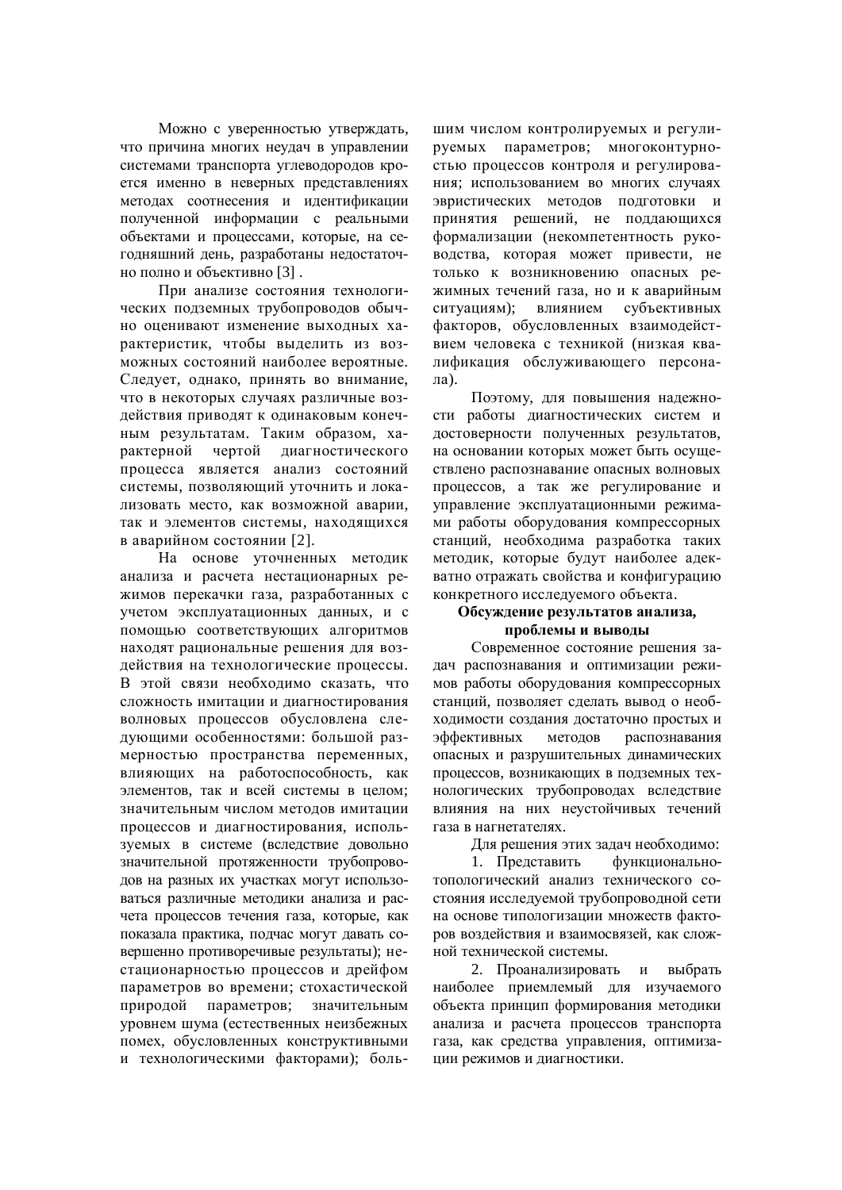Можно с уверенностью утверждать, что причина многих неудач в управлении системами транспорта углеводородов кроется именно в неверных представлениях методах соотнесения и идентификации полученной информации с реальными объектами и процессами, которые, на сегодняшний день, разработаны недостаточно полно и объективно [3] .

При анализе состояния технологических подземных трубопроводов обычно оценивают изменение выходных характеристик, чтобы выделить из возможных состояний наиболее вероятные. Следует, однако, принять во внимание, что в некоторых случаях различные воздействия приводят к одинаковым конечным результатам. Таким образом, характерной чертой диагностического процесса является анализ состояний системы, позволяющий уточнить и локализовать место, как возможной аварии, так и элементов системы, находящихся в аварийном состоянии [2].

На основе уточненных методик анализа и расчета нестационарных режимов перекачки газа, разработанных с учетом эксплуатационных данных, и с помощью соответствующих алгоритмов находят рациональные решения для воздействия на технологические процессы. В этой связи необходимо сказать, что сложность имитации и диагностирования волновых процессов обусловлена следующими особенностями: большой размерностью пространства переменных, влияющих на работоспособность, как элементов, так и всей системы в целом; значительным числом методов имитации процессов и диагностирования, используемых в системе (вследствие довольно значительной протяженности трубопроводов на разных их участках могут использоваться различные методики анализа и расчета процессов течения газа, которые, как показала практика, подчас могут давать совершенно противоречивые результаты); нестационарностью процессов и дрейфом параметров во времени; стохастической природой параметров; значительным уровнем шума (естественных неизбежных помех, обусловленных конструктивными и технологическими факторами); большим числом контролируемых и регулируемых параметров; многоконтурностью процессов контроля и регулирования; использованием во многих случаях эвристических методов подготовки и принятия решений, не поддающихся формализации (некомпетентность руководства, которая может привести, не только к возникновению опасных режимных течений газа, но и к аварийным ситуациям); влиянием субъективных факторов, обусловленных взаимодействием человека с техникой (низкая квалификация обслуживающего персонала).

Поэтому, для повышения надежности работы диагностических систем и достоверности полученных результатов, на основании которых может быть осуществлено распознавание опасных волновых процессов, а так же регулирование и управление эксплуатационными режимами работы оборудования компрессорных станций, необходима разработка таких методик, которые будут наиболее адекватно отражать свойства и конфигурацию конкретного исследуемого объекта.

**Обсуждение результатов анализа, проблемы и выводы**

Современное состояние решения задач распознавания и оптимизации режимов работы оборудования компрессорных станций, позволяет сделать вывод о необходимости создания достаточно простых и эффективных методов распознавания опасных и разрушительных динамических процессов, возникающих в подземных технологических трубопроводах вследствие влияния на них неустойчивых течений газа в нагнетателях.

Для решения этих задач необходимо:

1. Представить функционально-топологический анализ технического состояния исследуемой трубопроводной сети на основе типологизации множеств факторов воздействия и взаимосвязей, как сложной технической системы.

2. Проанализировать и выбрать наиболее приемлемый для изучаемого объекта принцип формирования методики анализа и расчета процессов транспорта газа, как средства управления, оптимизации режимов и диагностики.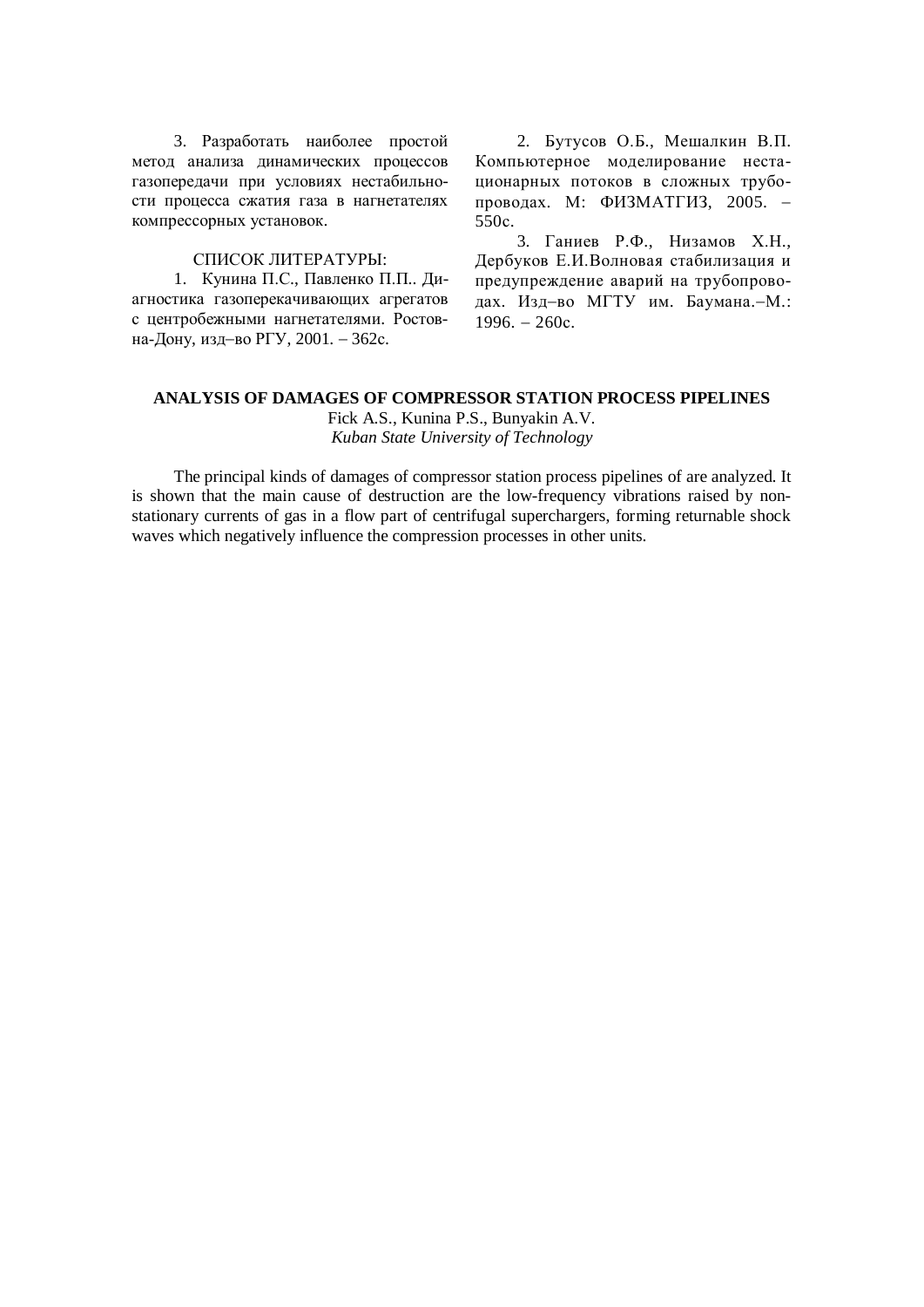3. Разработать наиболее простой метод анализа динамических процессов газопередачи при условиях нестабильности процесса сжатия газа в нагнетателях компрессорных установок.

СПИСОК ЛИТЕРАТУРЫ:

1. Кунина П.С., Павленко П.П.. Диагностика газоперекачивающих агрегатов с центробежными нагнетателями. Ростов-на-Дону, изд–во РГУ, 2001. – 362с.

2. Бутусов О.Б., Мешалкин В.П. Компьютерное моделирование нестационарных потоков в сложных трубопроводах. М: ФИЗМАТГИЗ, 2005. – 550с.

3. Ганиев Р.Ф., Низамов Х.Н., Дербуков Е.И.Волновая стабилизация и предупреждение аварий на трубопроводах. Изд–во МГТУ им. Баумана.–М.: 1996. – 260с.

## ANALYSIS OF DAMAGES OF COMPRESSOR STATION PROCESS PIPELINES

Fick A.S., Kunina P.S., Bunyakin A.V.

*Kuban State University of Technology*

The principal kinds of damages of compressor station process pipelines of are analyzed. It is shown that the main cause of destruction are the low-frequency vibrations raised by non-stationary currents of gas in a flow part of centrifugal superchargers, forming returnable shock waves which negatively influence the compression processes in other units.